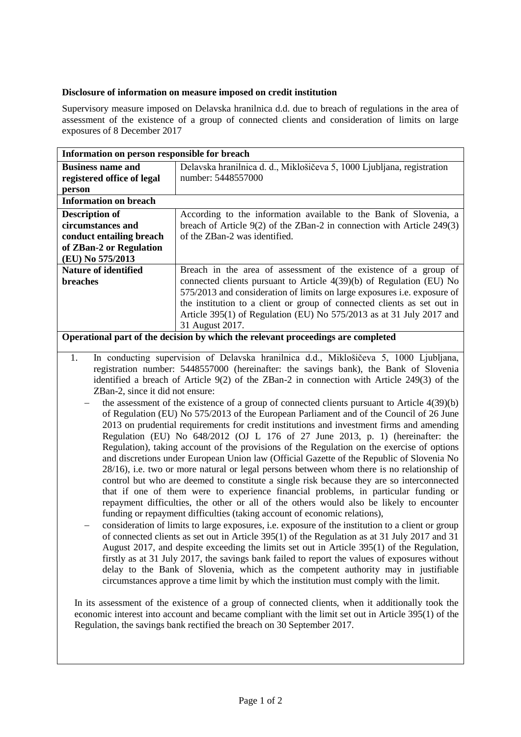**Disclosure of information on measure imposed on credit institution**

Supervisory measure imposed on Delavska hranilnica d.d. due to breach of regulations in the area of assessment of the existence of a group of connected clients and consideration of limits on large exposures of 8 December 2017

| **Information on person responsible for breach** | |
| --- | --- |
| **Business name and registered office of legal person** | Delavska hranilnica d. d., Miklošičeva 5, 1000 Ljubljana, registration number: 5448557000 |
| **Information on breach** | |
| **Description of circumstances and conduct entailing breach of ZBan-2 or Regulation (EU) No 575/2013** | According to the information available to the Bank of Slovenia, a breach of Article 9(2) of the ZBan-2 in connection with Article 249(3) of the ZBan-2 was identified. |
| **Nature of identified breaches** | Breach in the area of assessment of the existence of a group of connected clients pursuant to Article 4(39)(b) of Regulation (EU) No 575/2013 and consideration of limits on large exposures i.e. exposure of the institution to a client or group of connected clients as set out in Article 395(1) of Regulation (EU) No 575/2013 as at 31 July 2017 and 31 August 2017. |

**Operational part of the decision by which the relevant proceedings are completed**

1. In conducting supervision of Delavska hranilnica d.d., Miklošičeva 5, 1000 Ljubljana, registration number: 5448557000 (hereinafter: the savings bank), the Bank of Slovenia identified a breach of Article 9(2) of the ZBan-2 in connection with Article 249(3) of the ZBan-2, since it did not ensure:
   - the assessment of the existence of a group of connected clients pursuant to Article 4(39)(b) of Regulation (EU) No 575/2013 of the European Parliament and of the Council of 26 June 2013 on prudential requirements for credit institutions and investment firms and amending Regulation (EU) No 648/2012 (OJ L 176 of 27 June 2013, p. 1) (hereinafter: the Regulation), taking account of the provisions of the Regulation on the exercise of options and discretions under European Union law (Official Gazette of the Republic of Slovenia No 28/16), i.e. two or more natural or legal persons between whom there is no relationship of control but who are deemed to constitute a single risk because they are so interconnected that if one of them were to experience financial problems, in particular funding or repayment difficulties, the other or all of the others would also be likely to encounter funding or repayment difficulties (taking account of economic relations),
   - consideration of limits to large exposures, i.e. exposure of the institution to a client or group of connected clients as set out in Article 395(1) of the Regulation as at 31 July 2017 and 31 August 2017, and despite exceeding the limits set out in Article 395(1) of the Regulation, firstly as at 31 July 2017, the savings bank failed to report the values of exposures without delay to the Bank of Slovenia, which as the competent authority may in justifiable circumstances approve a time limit by which the institution must comply with the limit.

   In its assessment of the existence of a group of connected clients, when it additionally took the economic interest into account and became compliant with the limit set out in Article 395(1) of the Regulation, the savings bank rectified the breach on 30 September 2017.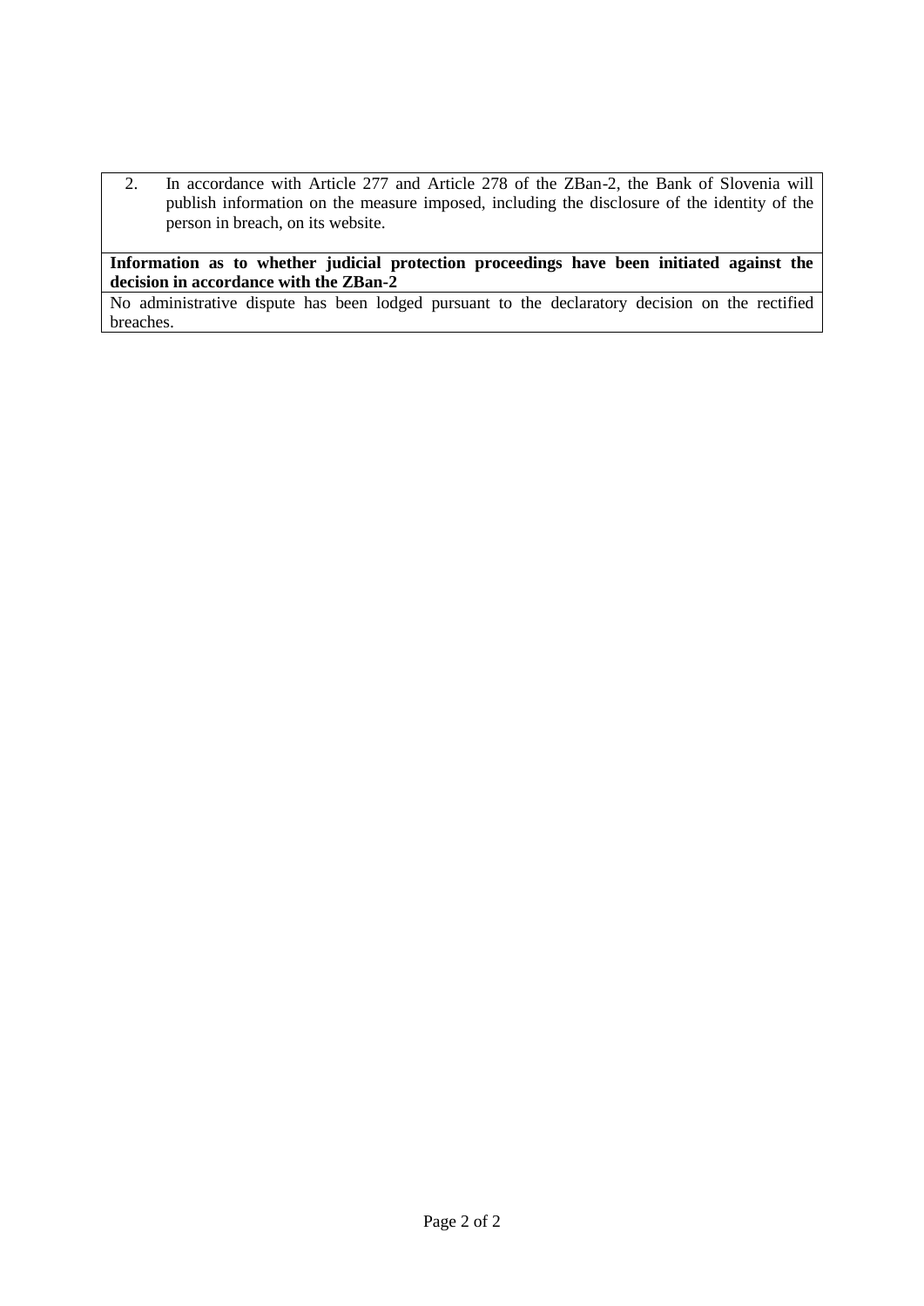2. In accordance with Article 277 and Article 278 of the ZBan-2, the Bank of Slovenia will publish information on the measure imposed, including the disclosure of the identity of the person in breach, on its website.

**Information as to whether judicial protection proceedings have been initiated against the decision in accordance with the ZBan-2**

No administrative dispute has been lodged pursuant to the declaratory decision on the rectified breaches.